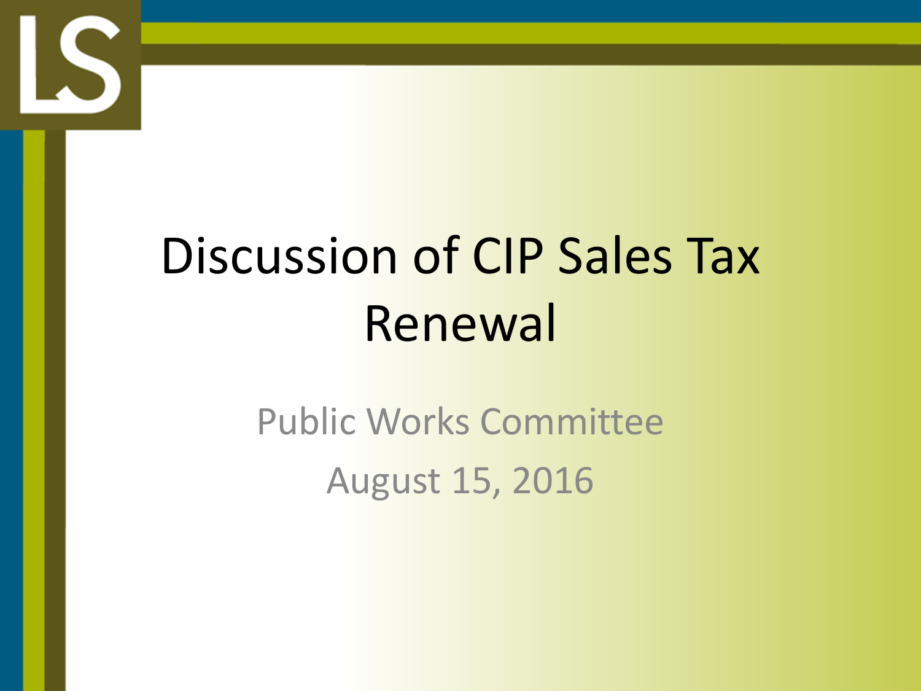# Discussion of CIP Sales Tax Renewal

Public Works Committee

August 15, 2016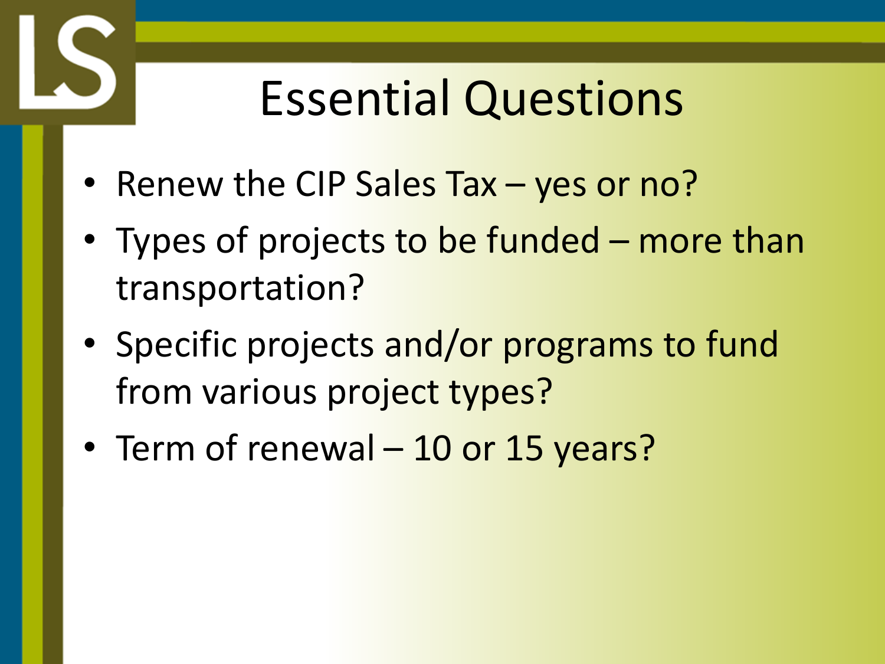# Essential Questions

- Renew the CIP Sales Tax – yes or no?
- Types of projects to be funded – more than transportation?
- Specific projects and/or programs to fund from various project types?
- Term of renewal – 10 or 15 years?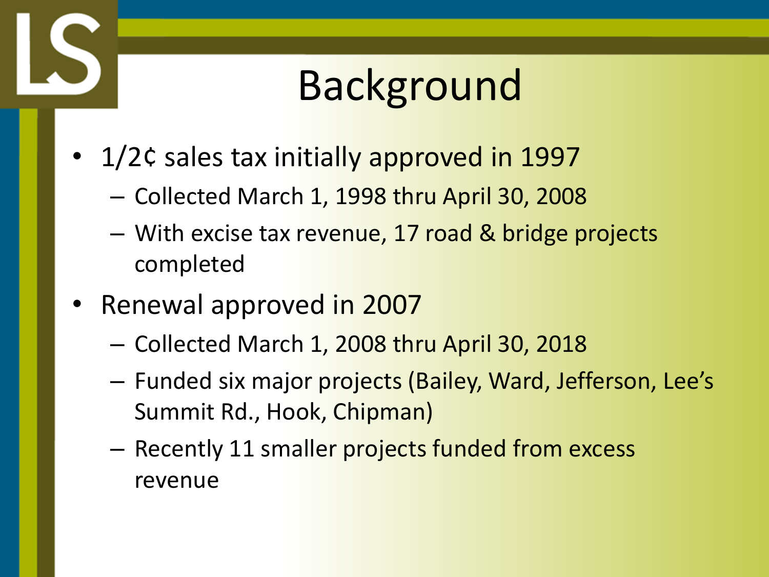# Background

- 1/2¢ sales tax initially approved in 1997
  - Collected March 1, 1998 thru April 30, 2008
  - With excise tax revenue, 17 road & bridge projects completed
- Renewal approved in 2007
  - Collected March 1, 2008 thru April 30, 2018
  - Funded six major projects (Bailey, Ward, Jefferson, Lee's Summit Rd., Hook, Chipman)
  - Recently 11 smaller projects funded from excess revenue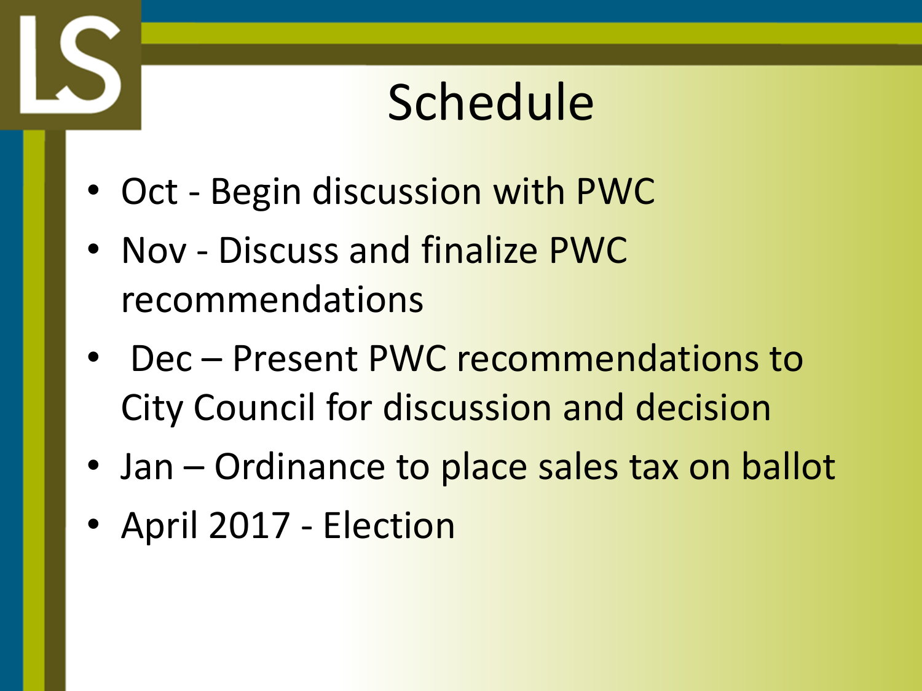# Schedule

- Oct - Begin discussion with PWC
- Nov - Discuss and finalize PWC recommendations
- Dec – Present PWC recommendations to City Council for discussion and decision
- Jan – Ordinance to place sales tax on ballot
- April 2017 - Election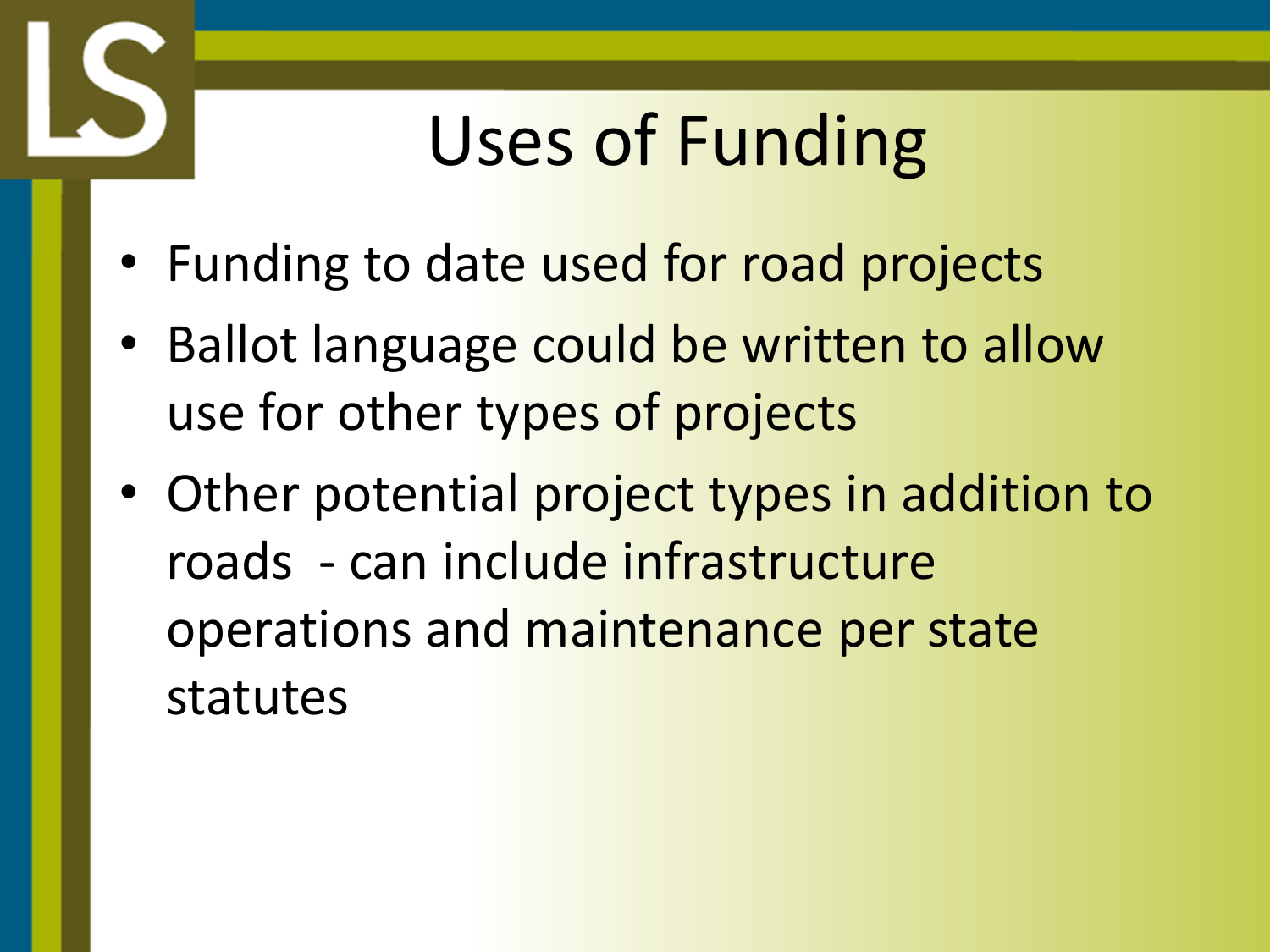# Uses of Funding

- Funding to date used for road projects
- Ballot language could be written to allow use for other types of projects
- Other potential project types in addition to roads - can include infrastructure operations and maintenance per state statutes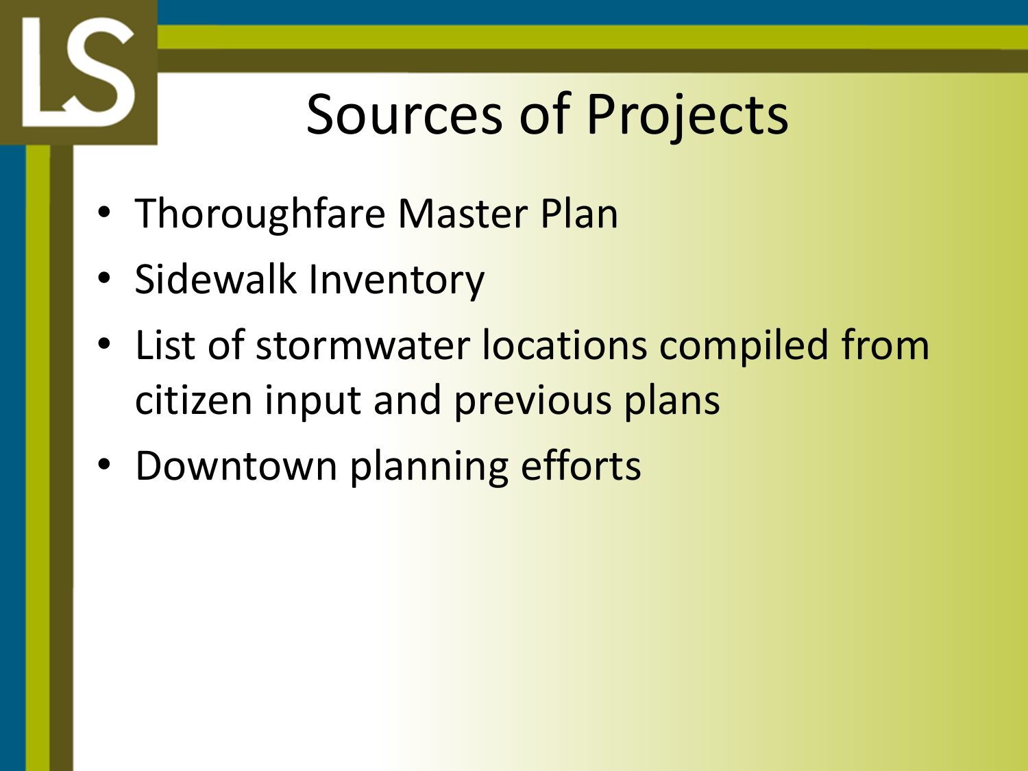# Sources of Projects

- Thoroughfare Master Plan
- Sidewalk Inventory
- List of stormwater locations compiled from citizen input and previous plans
- Downtown planning efforts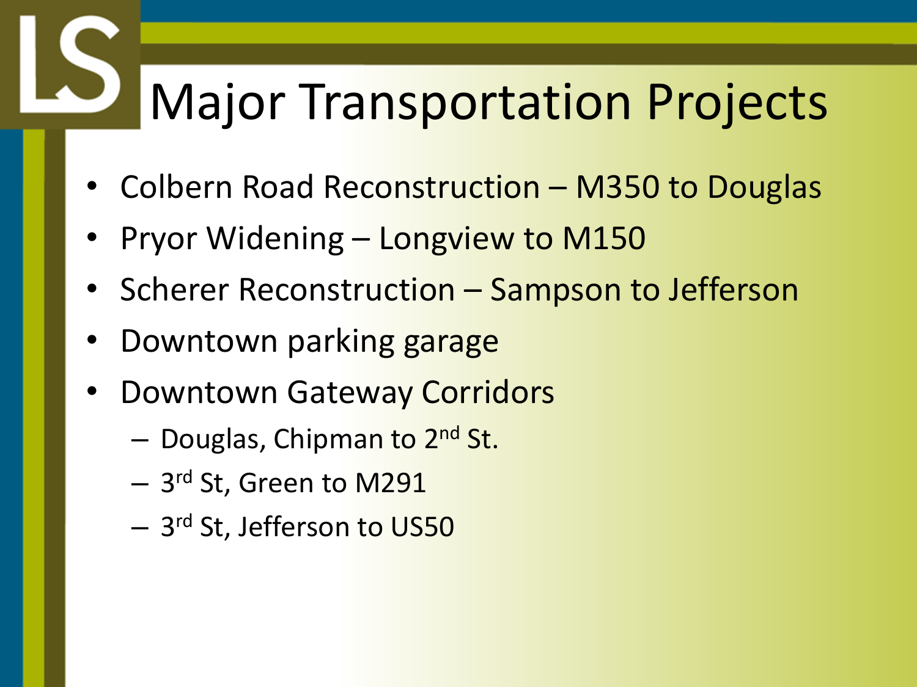# Major Transportation Projects

- Colbern Road Reconstruction – M350 to Douglas
- Pryor Widening – Longview to M150
- Scherer Reconstruction – Sampson to Jefferson
- Downtown parking garage
- Downtown Gateway Corridors
  - Douglas, Chipman to 2nd St.
  - 3rd St, Green to M291
  - 3rd St, Jefferson to US50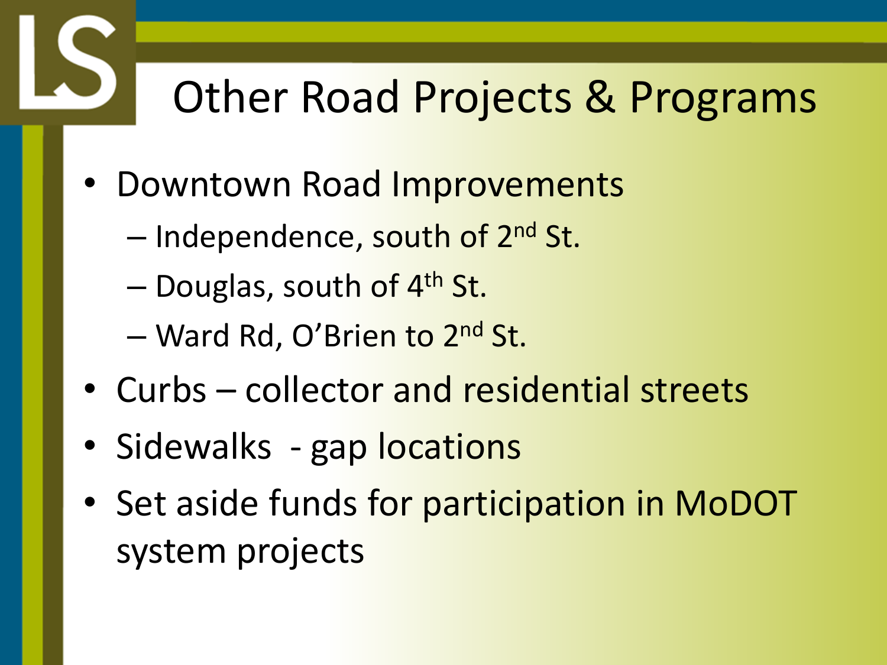# Other Road Projects & Programs

- Downtown Road Improvements
  - Independence, south of 2nd St.
  - Douglas, south of 4th St.
  - Ward Rd, O'Brien to 2nd St.
- Curbs – collector and residential streets
- Sidewalks - gap locations
- Set aside funds for participation in MoDOT system projects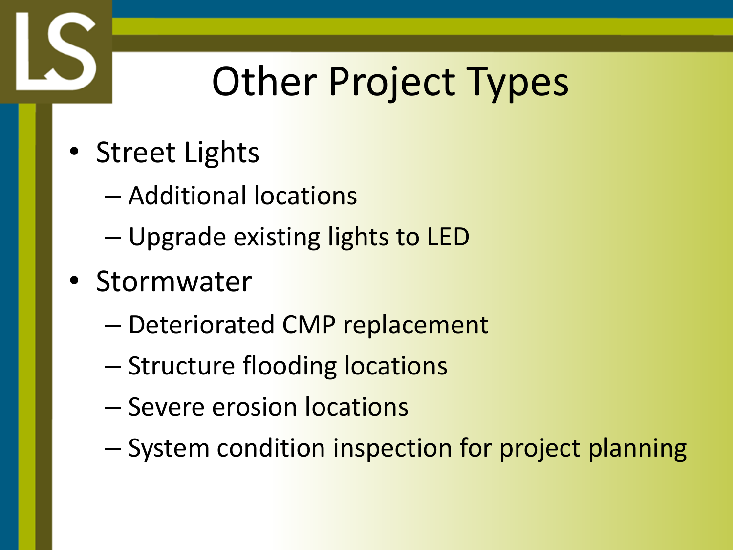# Other Project Types

- Street Lights
  - Additional locations
  - Upgrade existing lights to LED
- Stormwater
  - Deteriorated CMP replacement
  - Structure flooding locations
  - Severe erosion locations
  - System condition inspection for project planning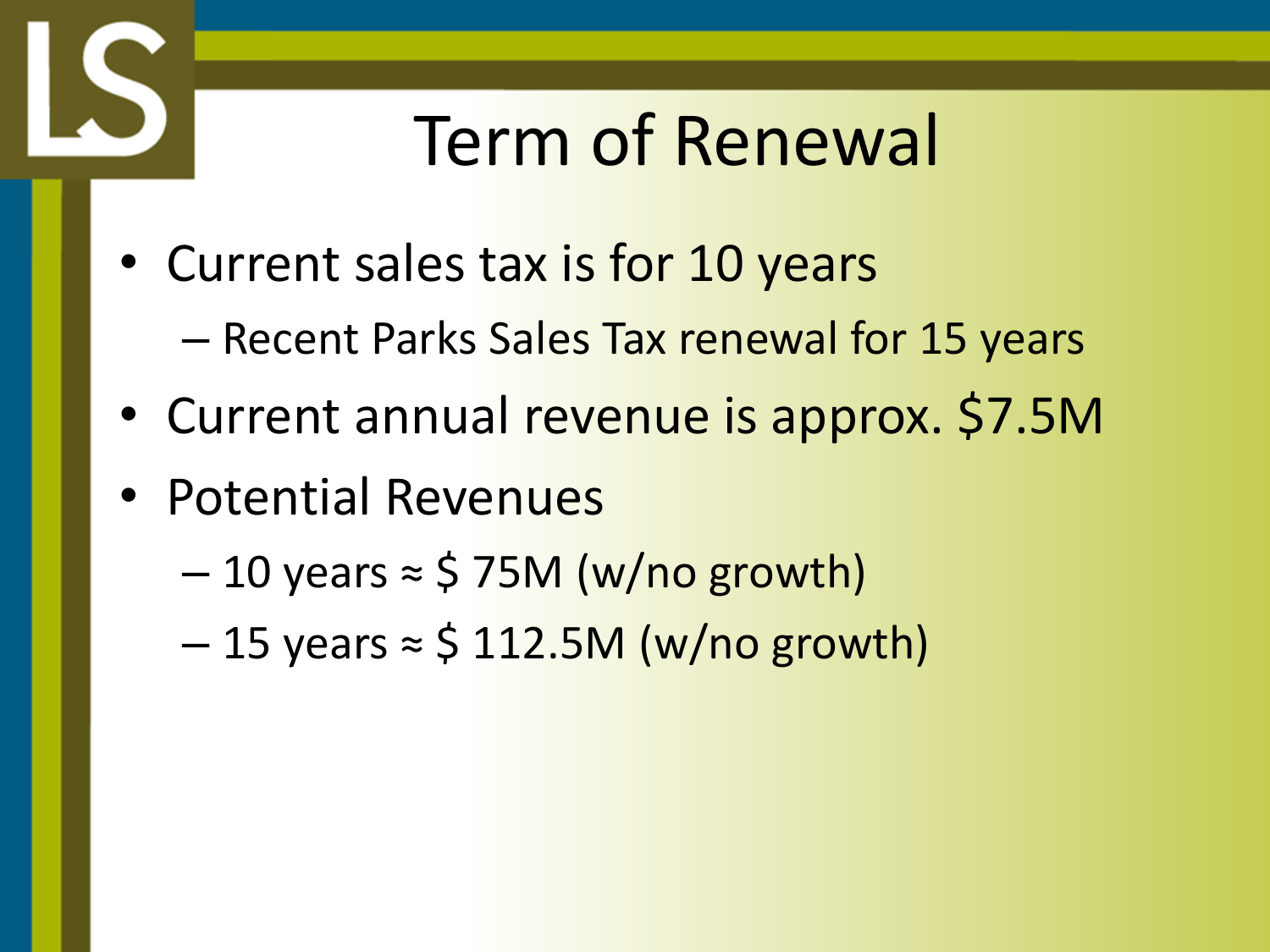# Term of Renewal

- Current sales tax is for 10 years
  - Recent Parks Sales Tax renewal for 15 years
- Current annual revenue is approx. $7.5M
- Potential Revenues
  - 10 years ≈ $ 75M (w/no growth)
  - 15 years ≈ $ 112.5M (w/no growth)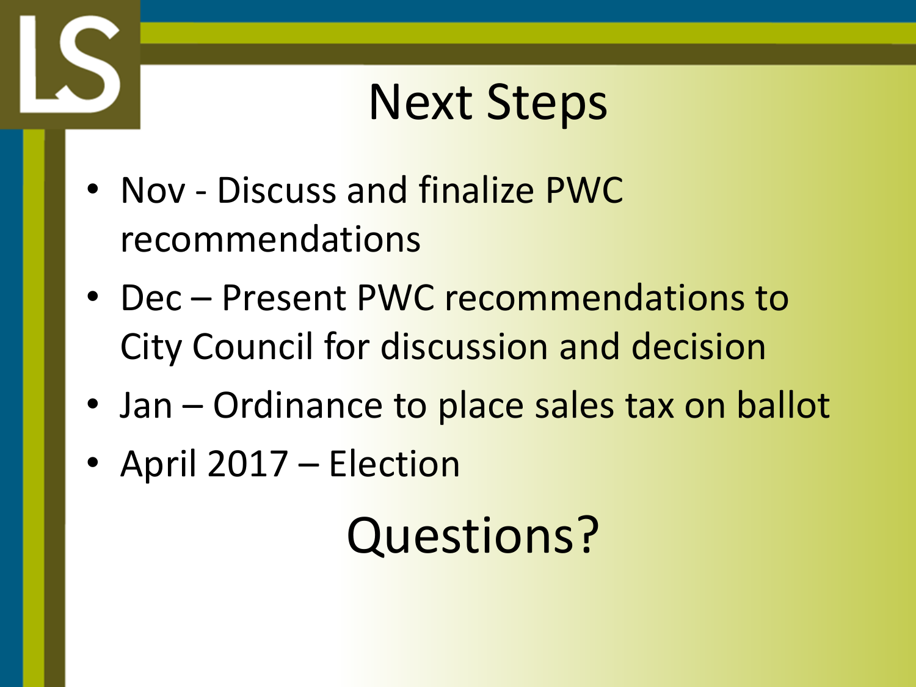# Next Steps

- Nov - Discuss and finalize PWC recommendations
- Dec – Present PWC recommendations to City Council for discussion and decision
- Jan – Ordinance to place sales tax on ballot
- April 2017 – Election

Questions?